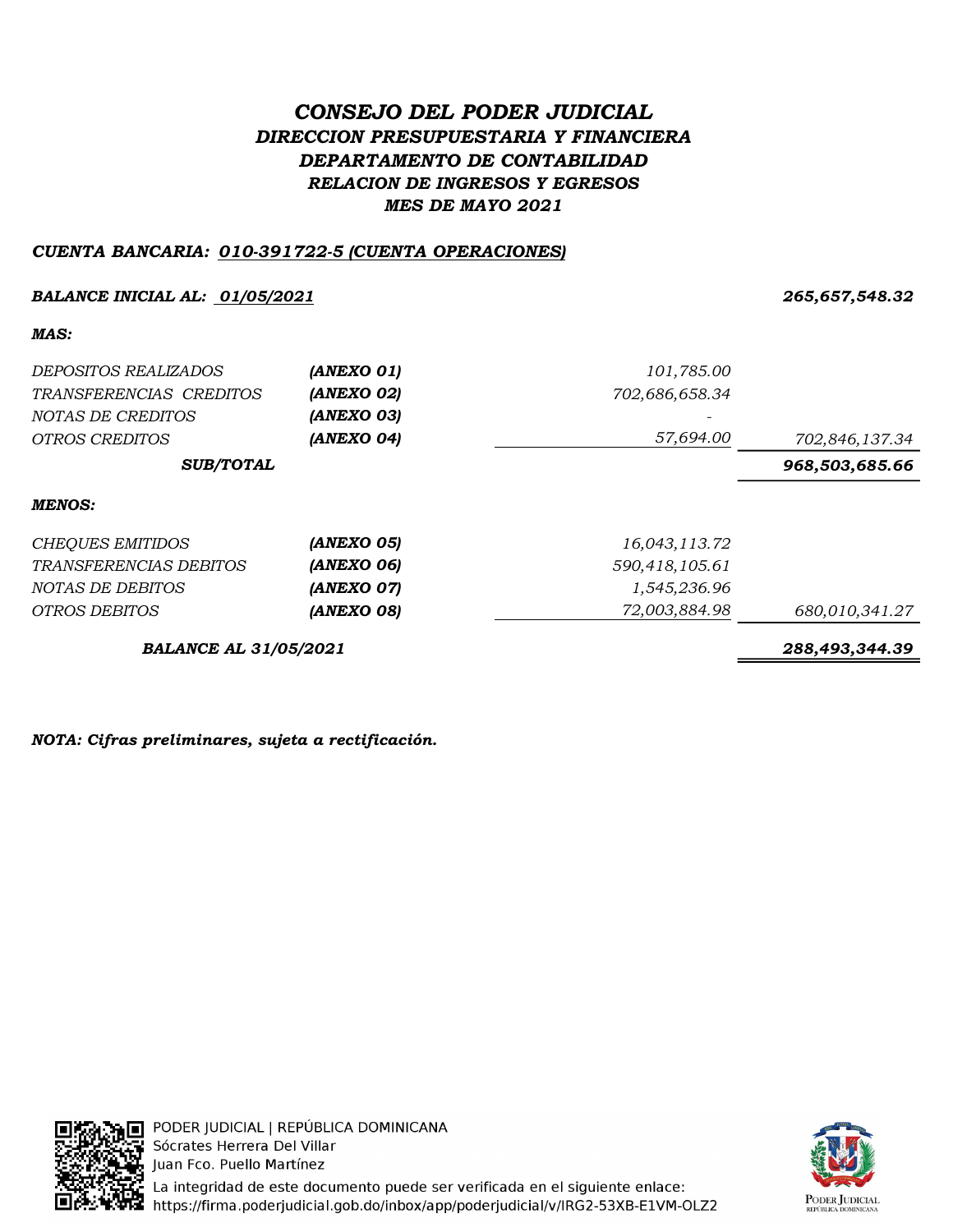# *CONSEJO DEL PODER JUDICIAL*

## *DIRECCION PRESUPUESTARIA Y FINANCIERA*

## *DEPARTAMENTO DE CONTABILIDAD*

### *RELACION DE INGRESOS Y EGRESOS*

### *MES DE MAYO 2021*

***CUENTA BANCARIA: 010-391722-5 (CUENTA OPERACIONES)***

| | | | |
|---|---|---|---|
| ***BALANCE INICIAL AL: 01/05/2021*** | | | ***265,657,548.32*** |
| ***MAS:*** | | | |
| *DEPOSITOS REALIZADOS* | ***(ANEXO 01)*** | *101,785.00* | |
| *TRANSFERENCIAS CREDITOS* | ***(ANEXO 02)*** | *702,686,658.34* | |
| *NOTAS DE CREDITOS* | ***(ANEXO 03)*** | *-* | |
| *OTROS CREDITOS* | ***(ANEXO 04)*** | *57,694.00* | *702,846,137.34* |
| ***SUB/TOTAL*** | | | ***968,503,685.66*** |
| ***MENOS:*** | | | |
| *CHEQUES EMITIDOS* | ***(ANEXO 05)*** | *16,043,113.72* | |
| *TRANSFERENCIAS DEBITOS* | ***(ANEXO 06)*** | *590,418,105.61* | |
| *NOTAS DE DEBITOS* | ***(ANEXO 07)*** | *1,545,236.96* | |
| *OTROS DEBITOS* | ***(ANEXO 08)*** | *72,003,884.98* | *680,010,341.27* |
| ***BALANCE AL 31/05/2021*** | | | ***288,493,344.39*** |

***NOTA: Cifras preliminares, sujeta a rectificación.***

PODER JUDICIAL | REPÚBLICA DOMINICANA
Sócrates Herrera Del Villar
Juan Fco. Puello Martínez
La integridad de este documento puede ser verificada en el siguiente enlace:
https://firma.poderjudicial.gob.do/inbox/app/poderjudicial/v/IRG2-53XB-E1VM-OLZ2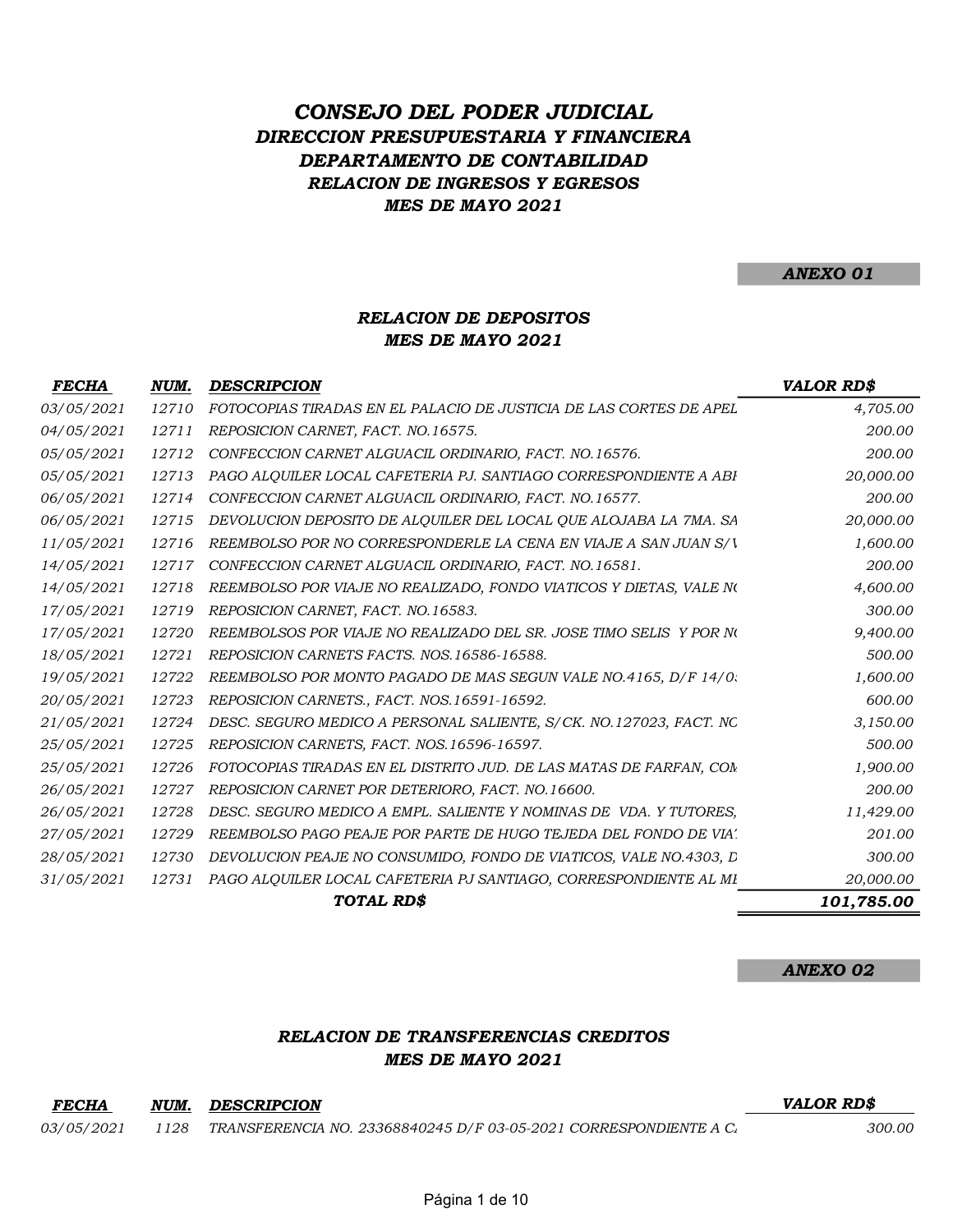# CONSEJO DEL PODER JUDICIAL
## DIRECCION PRESUPUESTARIA Y FINANCIERA
## DEPARTAMENTO DE CONTABILIDAD
### RELACION DE INGRESOS Y EGRESOS
### MES DE MAYO 2021

**ANEXO 01**

### RELACION DE DEPOSITOS
### MES DE MAYO 2021

| FECHA | NUM. | DESCRIPCION | VALOR RD$ |
|---|---|---|---|
| 03/05/2021 | 12710 | FOTOCOPIAS TIRADAS EN EL PALACIO DE JUSTICIA DE LAS CORTES DE APEL | 4,705.00 |
| 04/05/2021 | 12711 | REPOSICION CARNET, FACT. NO.16575. | 200.00 |
| 05/05/2021 | 12712 | CONFECCION CARNET ALGUACIL ORDINARIO, FACT. NO.16576. | 200.00 |
| 05/05/2021 | 12713 | PAGO ALQUILER LOCAL CAFETERIA PJ. SANTIAGO CORRESPONDIENTE A ABI | 20,000.00 |
| 06/05/2021 | 12714 | CONFECCION CARNET ALGUACIL ORDINARIO, FACT. NO.16577. | 200.00 |
| 06/05/2021 | 12715 | DEVOLUCION DEPOSITO DE ALQUILER DEL LOCAL QUE ALOJABA LA 7MA. SA | 20,000.00 |
| 11/05/2021 | 12716 | REEMBOLSO POR NO CORRESPONDERLE LA CENA EN VIAJE A SAN JUAN S/V | 1,600.00 |
| 14/05/2021 | 12717 | CONFECCION CARNET ALGUACIL ORDINARIO, FACT. NO.16581. | 200.00 |
| 14/05/2021 | 12718 | REEMBOLSO POR VIAJE NO REALIZADO, FONDO VIATICOS Y DIETAS, VALE NO | 4,600.00 |
| 17/05/2021 | 12719 | REPOSICION CARNET, FACT. NO.16583. | 300.00 |
| 17/05/2021 | 12720 | REEMBOLSOS POR VIAJE NO REALIZADO DEL SR. JOSE TIMO SELIS Y POR NO | 9,400.00 |
| 18/05/2021 | 12721 | REPOSICION CARNETS FACTS. NOS.16586-16588. | 500.00 |
| 19/05/2021 | 12722 | REEMBOLSO POR MONTO PAGADO DE MAS SEGUN VALE NO.4165, D/F 14/03 | 1,600.00 |
| 20/05/2021 | 12723 | REPOSICION CARNETS., FACT. NOS.16591-16592. | 600.00 |
| 21/05/2021 | 12724 | DESC. SEGURO MEDICO A PERSONAL SALIENTE, S/CK. NO.127023, FACT. NO | 3,150.00 |
| 25/05/2021 | 12725 | REPOSICION CARNETS, FACT. NOS.16596-16597. | 500.00 |
| 25/05/2021 | 12726 | FOTOCOPIAS TIRADAS EN EL DISTRITO JUD. DE LAS MATAS DE FARFAN, COM | 1,900.00 |
| 26/05/2021 | 12727 | REPOSICION CARNET POR DETERIORO, FACT. NO.16600. | 200.00 |
| 26/05/2021 | 12728 | DESC. SEGURO MEDICO A EMPL. SALIENTE Y NOMINAS DE VDA. Y TUTORES, | 11,429.00 |
| 27/05/2021 | 12729 | REEMBOLSO PAGO PEAJE POR PARTE DE HUGO TEJEDA DEL FONDO DE VIA | 201.00 |
| 28/05/2021 | 12730 | DEVOLUCION PEAJE NO CONSUMIDO, FONDO DE VIATICOS, VALE NO.4303, D | 300.00 |
| 31/05/2021 | 12731 | PAGO ALQUILER LOCAL CAFETERIA PJ SANTIAGO, CORRESPONDIENTE AL MI | 20,000.00 |
| | | **TOTAL RD$** | **101,785.00** |

**ANEXO 02**

### RELACION DE TRANSFERENCIAS CREDITOS
### MES DE MAYO 2021

| FECHA | NUM. | DESCRIPCION | VALOR RD$ |
|---|---|---|---|
| 03/05/2021 | 1128 | TRANSFERENCIA NO. 23368840245 D/F 03-05-2021 CORRESPONDIENTE A C. | 300.00 |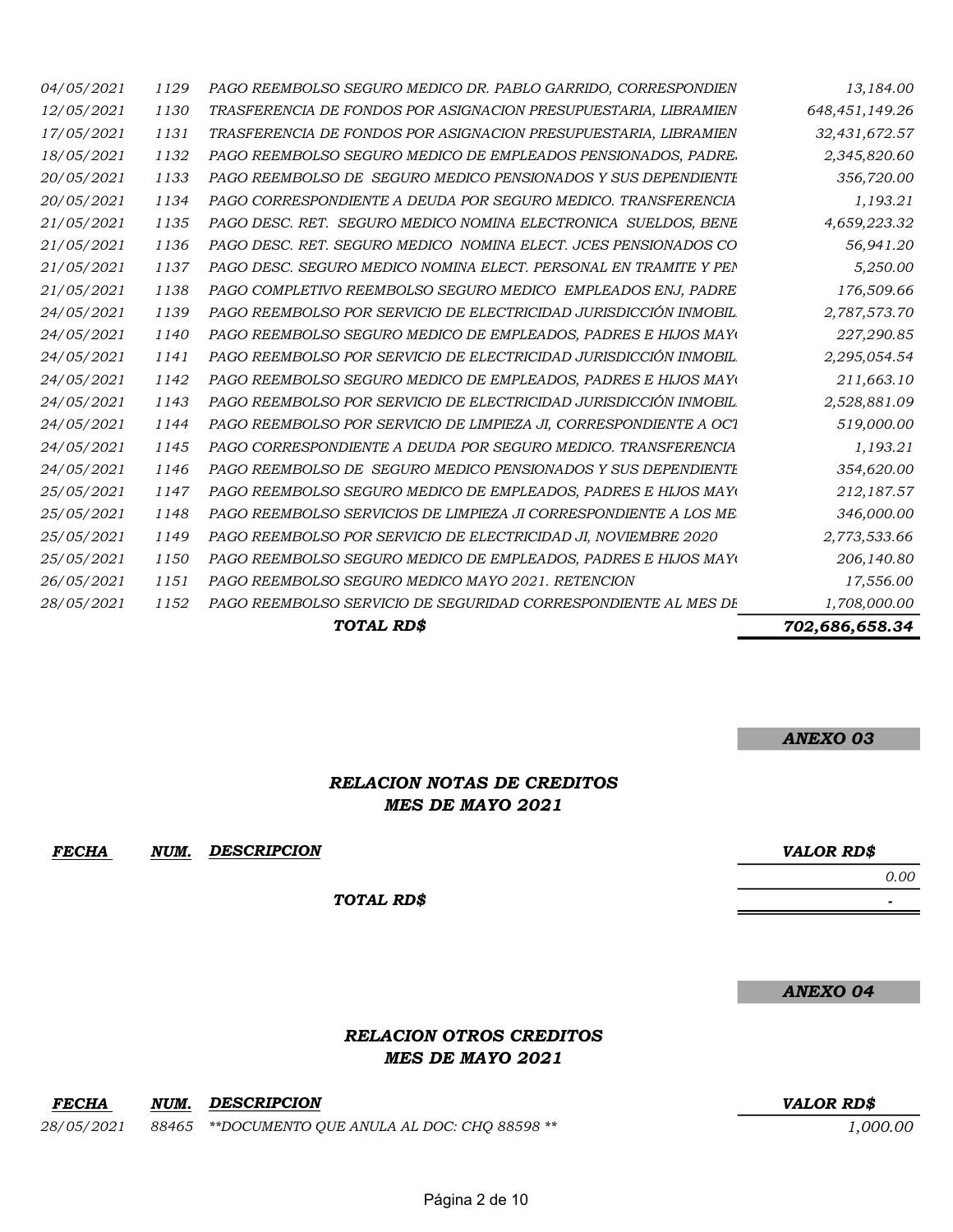| | | | |
|---|---|---|---|
| 04/05/2021 | 1129 | PAGO REEMBOLSO SEGURO MEDICO DR. PABLO GARRIDO, CORRESPONDIEN | 13,184.00 |
| 12/05/2021 | 1130 | TRASFERENCIA DE FONDOS POR ASIGNACION PRESUPUESTARIA, LIBRAMIEN | 648,451,149.26 |
| 17/05/2021 | 1131 | TRASFERENCIA DE FONDOS POR ASIGNACION PRESUPUESTARIA, LIBRAMIEN | 32,431,672.57 |
| 18/05/2021 | 1132 | PAGO REEMBOLSO SEGURO MEDICO DE EMPLEADOS PENSIONADOS, PADRE. | 2,345,820.60 |
| 20/05/2021 | 1133 | PAGO REEMBOLSO DE SEGURO MEDICO PENSIONADOS Y SUS DEPENDIENTE | 356,720.00 |
| 20/05/2021 | 1134 | PAGO CORRESPONDIENTE A DEUDA POR SEGURO MEDICO. TRANSFERENCIA | 1,193.21 |
| 21/05/2021 | 1135 | PAGO DESC. RET. SEGURO MEDICO NOMINA ELECTRONICA SUELDOS, BENE | 4,659,223.32 |
| 21/05/2021 | 1136 | PAGO DESC. RET. SEGURO MEDICO NOMINA ELECT. JCES PENSIONADOS CO | 56,941.20 |
| 21/05/2021 | 1137 | PAGO DESC. SEGURO MEDICO NOMINA ELECT. PERSONAL EN TRAMITE Y PEN | 5,250.00 |
| 21/05/2021 | 1138 | PAGO COMPLETIVO REEMBOLSO SEGURO MEDICO EMPLEADOS ENJ, PADRE | 176,509.66 |
| 24/05/2021 | 1139 | PAGO REEMBOLSO POR SERVICIO DE ELECTRICIDAD JURISDICCIÓN INMOBIL. | 2,787,573.70 |
| 24/05/2021 | 1140 | PAGO REEMBOLSO SEGURO MEDICO DE EMPLEADOS, PADRES E HIJOS MAY( | 227,290.85 |
| 24/05/2021 | 1141 | PAGO REEMBOLSO POR SERVICIO DE ELECTRICIDAD JURISDICCIÓN INMOBIL. | 2,295,054.54 |
| 24/05/2021 | 1142 | PAGO REEMBOLSO SEGURO MEDICO DE EMPLEADOS, PADRES E HIJOS MAY( | 211,663.10 |
| 24/05/2021 | 1143 | PAGO REEMBOLSO POR SERVICIO DE ELECTRICIDAD JURISDICCIÓN INMOBIL. | 2,528,881.09 |
| 24/05/2021 | 1144 | PAGO REEMBOLSO POR SERVICIO DE LIMPIEZA JI, CORRESPONDIENTE A OCT | 519,000.00 |
| 24/05/2021 | 1145 | PAGO CORRESPONDIENTE A DEUDA POR SEGURO MEDICO. TRANSFERENCIA | 1,193.21 |
| 24/05/2021 | 1146 | PAGO REEMBOLSO DE SEGURO MEDICO PENSIONADOS Y SUS DEPENDIENTE | 354,620.00 |
| 25/05/2021 | 1147 | PAGO REEMBOLSO SEGURO MEDICO DE EMPLEADOS, PADRES E HIJOS MAY( | 212,187.57 |
| 25/05/2021 | 1148 | PAGO REEMBOLSO SERVICIOS DE LIMPIEZA JI CORRESPONDIENTE A LOS ME. | 346,000.00 |
| 25/05/2021 | 1149 | PAGO REEMBOLSO POR SERVICIO DE ELECTRICIDAD JI, NOVIEMBRE 2020 | 2,773,533.66 |
| 25/05/2021 | 1150 | PAGO REEMBOLSO SEGURO MEDICO DE EMPLEADOS, PADRES E HIJOS MAY( | 206,140.80 |
| 26/05/2021 | 1151 | PAGO REEMBOLSO SEGURO MEDICO MAYO 2021. RETENCION | 17,556.00 |
| 28/05/2021 | 1152 | PAGO REEMBOLSO SERVICIO DE SEGURIDAD CORRESPONDIENTE AL MES DE | 1,708,000.00 |
| | | **TOTAL RD$** | **702,686,658.34** |

**ANEXO 03**

## RELACION NOTAS DE CREDITOS
## MES DE MAYO 2021

| FECHA | NUM. | DESCRIPCION | VALOR RD$ |
|---|---|---|---|
| | | | 0.00 |
| | | **TOTAL RD$** | - |

**ANEXO 04**

## RELACION OTROS CREDITOS
## MES DE MAYO 2021

| FECHA | NUM. | DESCRIPCION | VALOR RD$ |
|---|---|---|---|
| 28/05/2021 | 88465 | **DOCUMENTO QUE ANULA AL DOC: CHQ 88598 ** | 1,000.00 |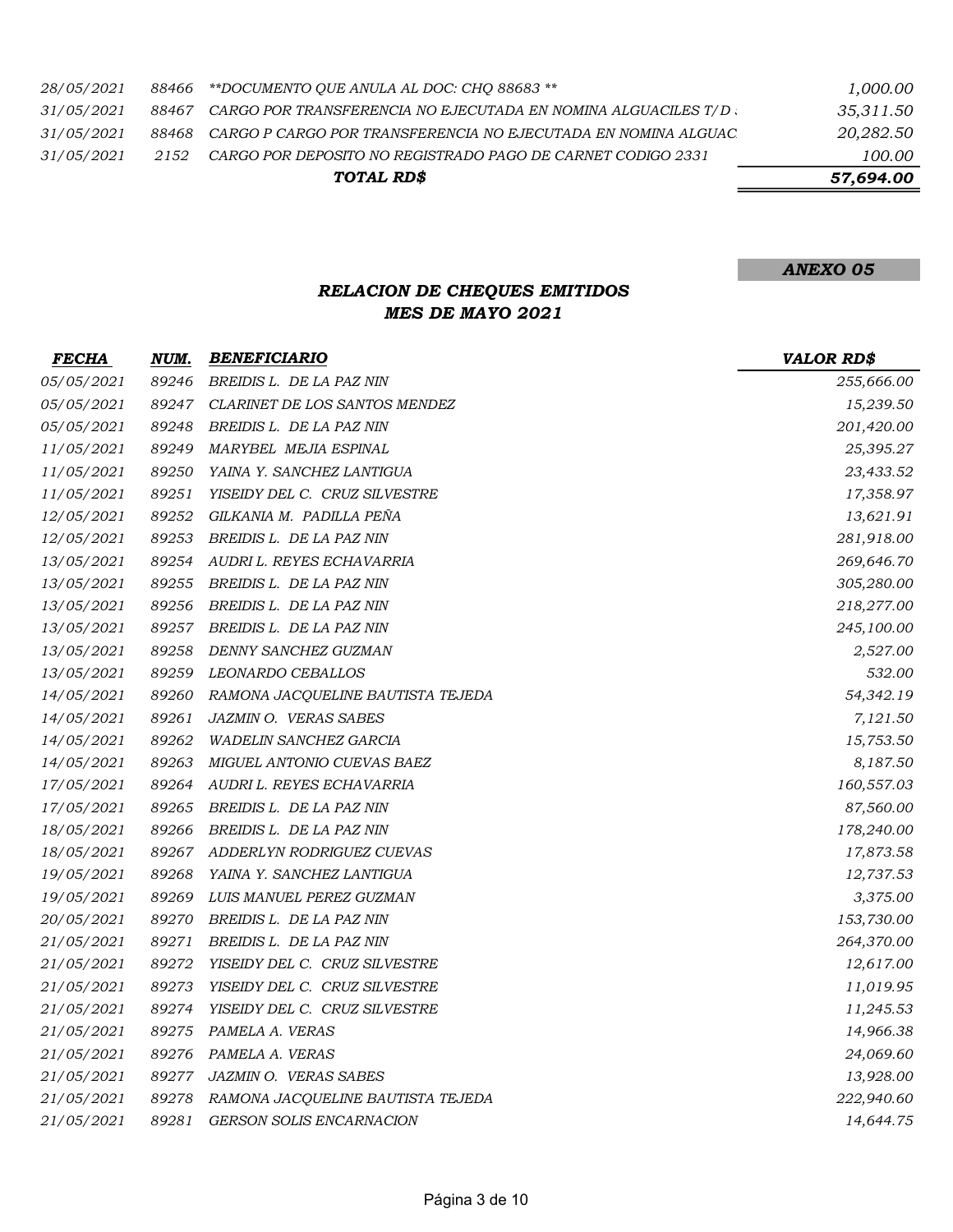| | | | |
|---|---|---|---|
| 28/05/2021 | 88466 | **DOCUMENTO QUE ANULA AL DOC: CHQ 88683 ** | 1,000.00 |
| 31/05/2021 | 88467 | CARGO POR TRANSFERENCIA NO EJECUTADA EN NOMINA ALGUACILES T/D . | 35,311.50 |
| 31/05/2021 | 88468 | CARGO P CARGO POR TRANSFERENCIA NO EJECUTADA EN NOMINA ALGUAC. | 20,282.50 |
| 31/05/2021 | 2152 | CARGO POR DEPOSITO NO REGISTRADO PAGO DE CARNET CODIGO 2331 | 100.00 |
| | | ***TOTAL RD$*** | ***57,694.00*** |

***ANEXO 05***

## ***RELACION DE CHEQUES EMITIDOS***
## ***MES DE MAYO 2021***

| *FECHA* | *NUM.* | *BENEFICIARIO* | *VALOR RD$* |
|---|---|---|---|
| 05/05/2021 | 89246 | BREIDIS L. DE LA PAZ NIN | 255,666.00 |
| 05/05/2021 | 89247 | CLARINET DE LOS SANTOS MENDEZ | 15,239.50 |
| 05/05/2021 | 89248 | BREIDIS L. DE LA PAZ NIN | 201,420.00 |
| 11/05/2021 | 89249 | MARYBEL MEJIA ESPINAL | 25,395.27 |
| 11/05/2021 | 89250 | YAINA Y. SANCHEZ LANTIGUA | 23,433.52 |
| 11/05/2021 | 89251 | YISEIDY DEL C. CRUZ SILVESTRE | 17,358.97 |
| 12/05/2021 | 89252 | GILKANIA M. PADILLA PEÑA | 13,621.91 |
| 12/05/2021 | 89253 | BREIDIS L. DE LA PAZ NIN | 281,918.00 |
| 13/05/2021 | 89254 | AUDRI L. REYES ECHAVARRIA | 269,646.70 |
| 13/05/2021 | 89255 | BREIDIS L. DE LA PAZ NIN | 305,280.00 |
| 13/05/2021 | 89256 | BREIDIS L. DE LA PAZ NIN | 218,277.00 |
| 13/05/2021 | 89257 | BREIDIS L. DE LA PAZ NIN | 245,100.00 |
| 13/05/2021 | 89258 | DENNY SANCHEZ GUZMAN | 2,527.00 |
| 13/05/2021 | 89259 | LEONARDO CEBALLOS | 532.00 |
| 14/05/2021 | 89260 | RAMONA JACQUELINE BAUTISTA TEJEDA | 54,342.19 |
| 14/05/2021 | 89261 | JAZMIN O. VERAS SABES | 7,121.50 |
| 14/05/2021 | 89262 | WADELIN SANCHEZ GARCIA | 15,753.50 |
| 14/05/2021 | 89263 | MIGUEL ANTONIO CUEVAS BAEZ | 8,187.50 |
| 17/05/2021 | 89264 | AUDRI L. REYES ECHAVARRIA | 160,557.03 |
| 17/05/2021 | 89265 | BREIDIS L. DE LA PAZ NIN | 87,560.00 |
| 18/05/2021 | 89266 | BREIDIS L. DE LA PAZ NIN | 178,240.00 |
| 18/05/2021 | 89267 | ADDERLYN RODRIGUEZ CUEVAS | 17,873.58 |
| 19/05/2021 | 89268 | YAINA Y. SANCHEZ LANTIGUA | 12,737.53 |
| 19/05/2021 | 89269 | LUIS MANUEL PEREZ GUZMAN | 3,375.00 |
| 20/05/2021 | 89270 | BREIDIS L. DE LA PAZ NIN | 153,730.00 |
| 21/05/2021 | 89271 | BREIDIS L. DE LA PAZ NIN | 264,370.00 |
| 21/05/2021 | 89272 | YISEIDY DEL C. CRUZ SILVESTRE | 12,617.00 |
| 21/05/2021 | 89273 | YISEIDY DEL C. CRUZ SILVESTRE | 11,019.95 |
| 21/05/2021 | 89274 | YISEIDY DEL C. CRUZ SILVESTRE | 11,245.53 |
| 21/05/2021 | 89275 | PAMELA A. VERAS | 14,966.38 |
| 21/05/2021 | 89276 | PAMELA A. VERAS | 24,069.60 |
| 21/05/2021 | 89277 | JAZMIN O. VERAS SABES | 13,928.00 |
| 21/05/2021 | 89278 | RAMONA JACQUELINE BAUTISTA TEJEDA | 222,940.60 |
| 21/05/2021 | 89281 | GERSON SOLIS ENCARNACION | 14,644.75 |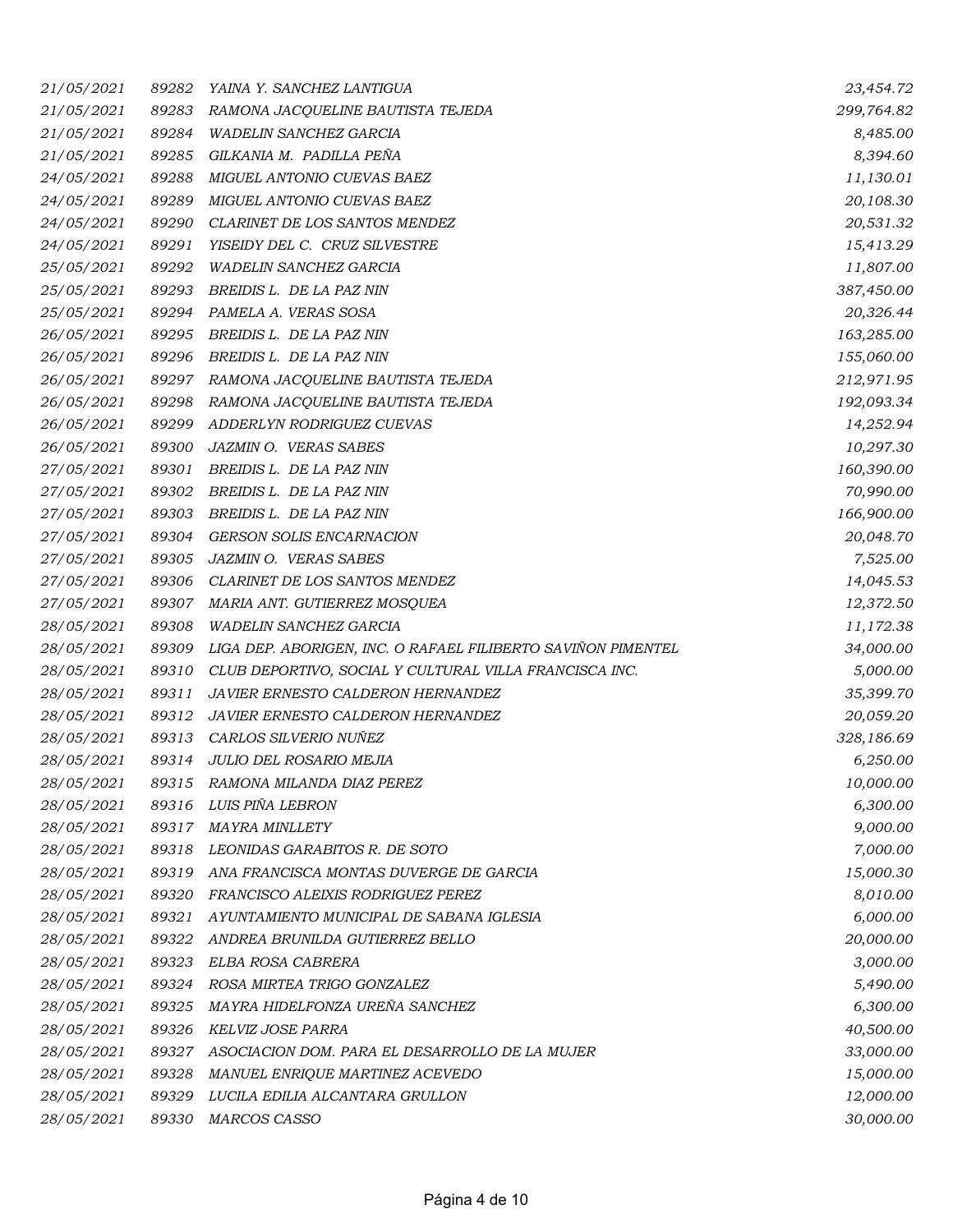| | | | |
|---|---|---|---|
| 21/05/2021 | 89282 | YAINA Y. SANCHEZ LANTIGUA | 23,454.72 |
| 21/05/2021 | 89283 | RAMONA JACQUELINE BAUTISTA TEJEDA | 299,764.82 |
| 21/05/2021 | 89284 | WADELIN SANCHEZ GARCIA | 8,485.00 |
| 21/05/2021 | 89285 | GILKANIA M. PADILLA PEÑA | 8,394.60 |
| 24/05/2021 | 89288 | MIGUEL ANTONIO CUEVAS BAEZ | 11,130.01 |
| 24/05/2021 | 89289 | MIGUEL ANTONIO CUEVAS BAEZ | 20,108.30 |
| 24/05/2021 | 89290 | CLARINET DE LOS SANTOS MENDEZ | 20,531.32 |
| 24/05/2021 | 89291 | YISEIDY DEL C. CRUZ SILVESTRE | 15,413.29 |
| 25/05/2021 | 89292 | WADELIN SANCHEZ GARCIA | 11,807.00 |
| 25/05/2021 | 89293 | BREIDIS L. DE LA PAZ NIN | 387,450.00 |
| 25/05/2021 | 89294 | PAMELA A. VERAS SOSA | 20,326.44 |
| 26/05/2021 | 89295 | BREIDIS L. DE LA PAZ NIN | 163,285.00 |
| 26/05/2021 | 89296 | BREIDIS L. DE LA PAZ NIN | 155,060.00 |
| 26/05/2021 | 89297 | RAMONA JACQUELINE BAUTISTA TEJEDA | 212,971.95 |
| 26/05/2021 | 89298 | RAMONA JACQUELINE BAUTISTA TEJEDA | 192,093.34 |
| 26/05/2021 | 89299 | ADDERLYN RODRIGUEZ CUEVAS | 14,252.94 |
| 26/05/2021 | 89300 | JAZMIN O. VERAS SABES | 10,297.30 |
| 27/05/2021 | 89301 | BREIDIS L. DE LA PAZ NIN | 160,390.00 |
| 27/05/2021 | 89302 | BREIDIS L. DE LA PAZ NIN | 70,990.00 |
| 27/05/2021 | 89303 | BREIDIS L. DE LA PAZ NIN | 166,900.00 |
| 27/05/2021 | 89304 | GERSON SOLIS ENCARNACION | 20,048.70 |
| 27/05/2021 | 89305 | JAZMIN O. VERAS SABES | 7,525.00 |
| 27/05/2021 | 89306 | CLARINET DE LOS SANTOS MENDEZ | 14,045.53 |
| 27/05/2021 | 89307 | MARIA ANT. GUTIERREZ MOSQUEA | 12,372.50 |
| 28/05/2021 | 89308 | WADELIN SANCHEZ GARCIA | 11,172.38 |
| 28/05/2021 | 89309 | LIGA DEP. ABORIGEN, INC. O RAFAEL FILIBERTO SAVIÑON PIMENTEL | 34,000.00 |
| 28/05/2021 | 89310 | CLUB DEPORTIVO, SOCIAL Y CULTURAL VILLA FRANCISCA INC. | 5,000.00 |
| 28/05/2021 | 89311 | JAVIER ERNESTO CALDERON HERNANDEZ | 35,399.70 |
| 28/05/2021 | 89312 | JAVIER ERNESTO CALDERON HERNANDEZ | 20,059.20 |
| 28/05/2021 | 89313 | CARLOS SILVERIO NUÑEZ | 328,186.69 |
| 28/05/2021 | 89314 | JULIO DEL ROSARIO MEJIA | 6,250.00 |
| 28/05/2021 | 89315 | RAMONA MILANDA DIAZ PEREZ | 10,000.00 |
| 28/05/2021 | 89316 | LUIS PIÑA LEBRON | 6,300.00 |
| 28/05/2021 | 89317 | MAYRA MINLLETY | 9,000.00 |
| 28/05/2021 | 89318 | LEONIDAS GARABITOS R. DE SOTO | 7,000.00 |
| 28/05/2021 | 89319 | ANA FRANCISCA MONTAS DUVERGE DE GARCIA | 15,000.30 |
| 28/05/2021 | 89320 | FRANCISCO ALEIXIS RODRIGUEZ PEREZ | 8,010.00 |
| 28/05/2021 | 89321 | AYUNTAMIENTO MUNICIPAL DE SABANA IGLESIA | 6,000.00 |
| 28/05/2021 | 89322 | ANDREA BRUNILDA GUTIERREZ BELLO | 20,000.00 |
| 28/05/2021 | 89323 | ELBA ROSA CABRERA | 3,000.00 |
| 28/05/2021 | 89324 | ROSA MIRTEA TRIGO GONZALEZ | 5,490.00 |
| 28/05/2021 | 89325 | MAYRA HIDELFONZA UREÑA SANCHEZ | 6,300.00 |
| 28/05/2021 | 89326 | KELVIZ JOSE PARRA | 40,500.00 |
| 28/05/2021 | 89327 | ASOCIACION DOM. PARA EL DESARROLLO DE LA MUJER | 33,000.00 |
| 28/05/2021 | 89328 | MANUEL ENRIQUE MARTINEZ ACEVEDO | 15,000.00 |
| 28/05/2021 | 89329 | LUCILA EDILIA ALCANTARA GRULLON | 12,000.00 |
| 28/05/2021 | 89330 | MARCOS CASSO | 30,000.00 |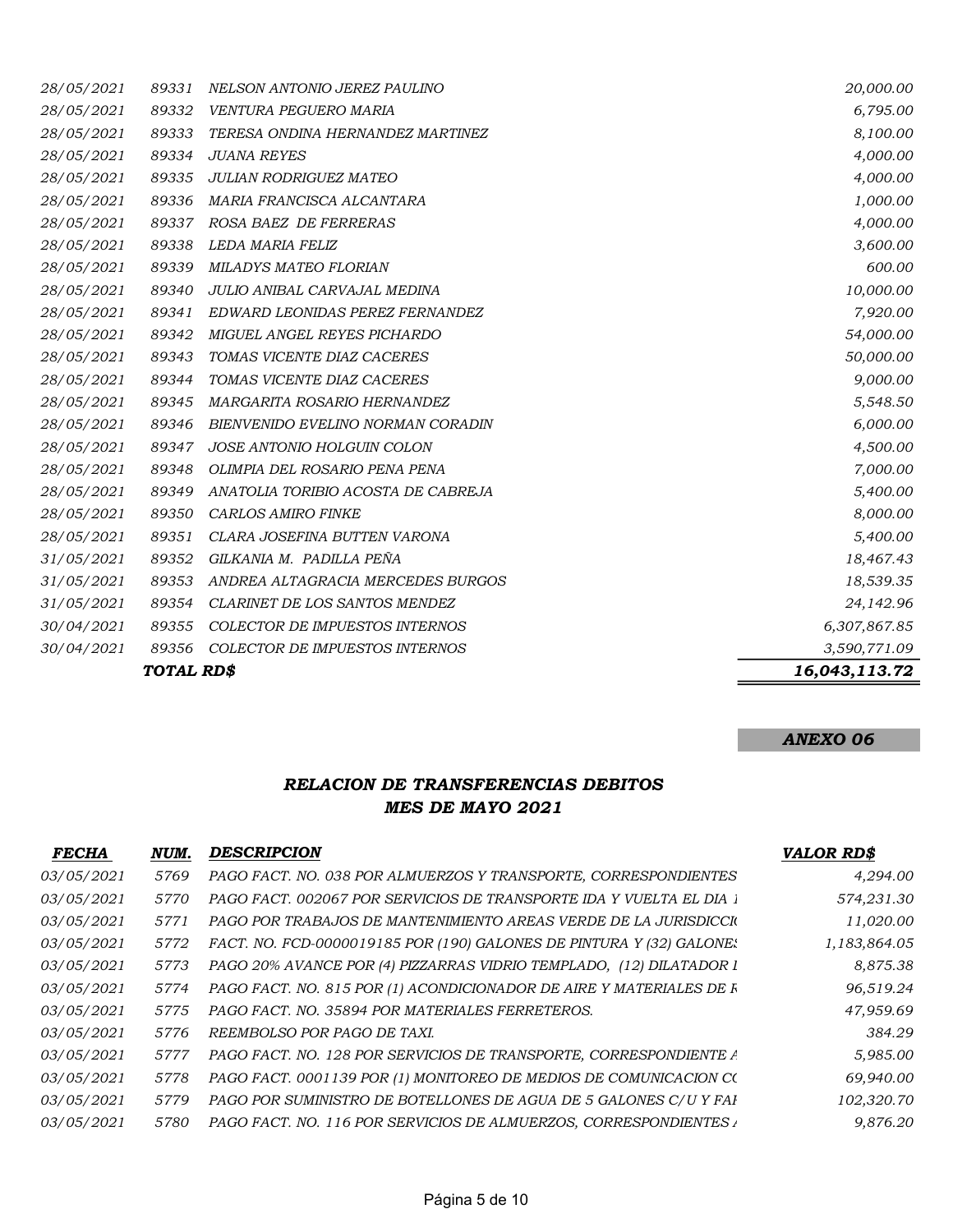| | | | |
|---|---|---|---|
| 28/05/2021 | 89331 | NELSON ANTONIO JEREZ PAULINO | 20,000.00 |
| 28/05/2021 | 89332 | VENTURA PEGUERO MARIA | 6,795.00 |
| 28/05/2021 | 89333 | TERESA ONDINA HERNANDEZ MARTINEZ | 8,100.00 |
| 28/05/2021 | 89334 | JUANA REYES | 4,000.00 |
| 28/05/2021 | 89335 | JULIAN RODRIGUEZ MATEO | 4,000.00 |
| 28/05/2021 | 89336 | MARIA FRANCISCA ALCANTARA | 1,000.00 |
| 28/05/2021 | 89337 | ROSA BAEZ DE FERRERAS | 4,000.00 |
| 28/05/2021 | 89338 | LEDA MARIA FELIZ | 3,600.00 |
| 28/05/2021 | 89339 | MILADYS MATEO FLORIAN | 600.00 |
| 28/05/2021 | 89340 | JULIO ANIBAL CARVAJAL MEDINA | 10,000.00 |
| 28/05/2021 | 89341 | EDWARD LEONIDAS PEREZ FERNANDEZ | 7,920.00 |
| 28/05/2021 | 89342 | MIGUEL ANGEL REYES PICHARDO | 54,000.00 |
| 28/05/2021 | 89343 | TOMAS VICENTE DIAZ CACERES | 50,000.00 |
| 28/05/2021 | 89344 | TOMAS VICENTE DIAZ CACERES | 9,000.00 |
| 28/05/2021 | 89345 | MARGARITA ROSARIO HERNANDEZ | 5,548.50 |
| 28/05/2021 | 89346 | BIENVENIDO EVELINO NORMAN CORADIN | 6,000.00 |
| 28/05/2021 | 89347 | JOSE ANTONIO HOLGUIN COLON | 4,500.00 |
| 28/05/2021 | 89348 | OLIMPIA DEL ROSARIO PENA PENA | 7,000.00 |
| 28/05/2021 | 89349 | ANATOLIA TORIBIO ACOSTA DE CABREJA | 5,400.00 |
| 28/05/2021 | 89350 | CARLOS AMIRO FINKE | 8,000.00 |
| 28/05/2021 | 89351 | CLARA JOSEFINA BUTTEN VARONA | 5,400.00 |
| 31/05/2021 | 89352 | GILKANIA M. PADILLA PEÑA | 18,467.43 |
| 31/05/2021 | 89353 | ANDREA ALTAGRACIA MERCEDES BURGOS | 18,539.35 |
| 31/05/2021 | 89354 | CLARINET DE LOS SANTOS MENDEZ | 24,142.96 |
| 30/04/2021 | 89355 | COLECTOR DE IMPUESTOS INTERNOS | 6,307,867.85 |
| 30/04/2021 | 89356 | COLECTOR DE IMPUESTOS INTERNOS | 3,590,771.09 |
| | **TOTAL RD$** | | **16,043,113.72** |

***ANEXO 06***

## *RELACION DE TRANSFERENCIAS DEBITOS*
## *MES DE MAYO 2021*

| *FECHA* | *NUM.* | *DESCRIPCION* | *VALOR RD$* |
|---|---|---|---|
| 03/05/2021 | 5769 | PAGO FACT. NO. 038 POR ALMUERZOS Y TRANSPORTE, CORRESPONDIENTES | 4,294.00 |
| 03/05/2021 | 5770 | PAGO FACT. 002067 POR SERVICIOS DE TRANSPORTE IDA Y VUELTA EL DIA 1 | 574,231.30 |
| 03/05/2021 | 5771 | PAGO POR TRABAJOS DE MANTENIMIENTO AREAS VERDE DE LA JURISDICCI( | 11,020.00 |
| 03/05/2021 | 5772 | FACT. NO. FCD-0000019185 POR (190) GALONES DE PINTURA Y (32) GALONES | 1,183,864.05 |
| 03/05/2021 | 5773 | PAGO 20% AVANCE POR (4) PIZZARRAS VIDRIO TEMPLADO, (12) DILATADOR I | 8,875.38 |
| 03/05/2021 | 5774 | PAGO FACT. NO. 815 POR (1) ACONDICIONADOR DE AIRE Y MATERIALES DE F | 96,519.24 |
| 03/05/2021 | 5775 | PAGO FACT. NO. 35894 POR MATERIALES FERRETEROS. | 47,959.69 |
| 03/05/2021 | 5776 | REEMBOLSO POR PAGO DE TAXI. | 384.29 |
| 03/05/2021 | 5777 | PAGO FACT. NO. 128 POR SERVICIOS DE TRANSPORTE, CORRESPONDIENTE A | 5,985.00 |
| 03/05/2021 | 5778 | PAGO FACT. 0001139 POR (1) MONITOREO DE MEDIOS DE COMUNICACION CO | 69,940.00 |
| 03/05/2021 | 5779 | PAGO POR SUMINISTRO DE BOTELLONES DE AGUA DE 5 GALONES C/U Y FAI | 102,320.70 |
| 03/05/2021 | 5780 | PAGO FACT. NO. 116 POR SERVICIOS DE ALMUERZOS, CORRESPONDIENTES A | 9,876.20 |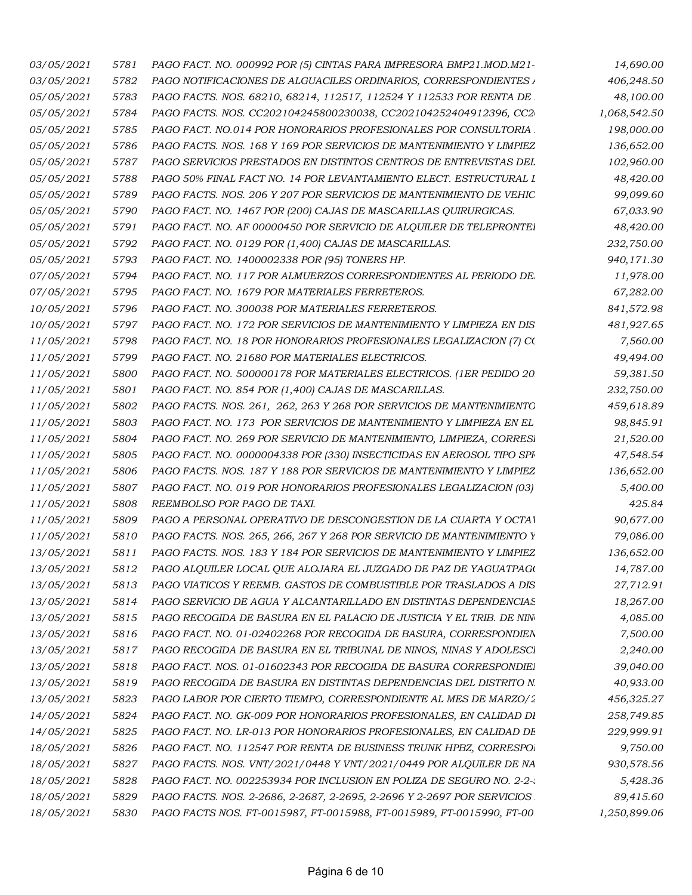| | | | |
|---|---|---|---|
| 03/05/2021 | 5781 | PAGO FACT. NO. 000992 POR (5) CINTAS PARA IMPRESORA BMP21.MOD.M21- | 14,690.00 |
| 03/05/2021 | 5782 | PAGO NOTIFICACIONES DE ALGUACILES ORDINARIOS, CORRESPONDIENTES A | 406,248.50 |
| 05/05/2021 | 5783 | PAGO FACTS. NOS. 68210, 68214, 112517, 112524 Y 112533 POR RENTA DE | 48,100.00 |
| 05/05/2021 | 5784 | PAGO FACTS. NOS. CC202104245800230038, CC202104252404912396, CC2 | 1,068,542.50 |
| 05/05/2021 | 5785 | PAGO FACT. NO.014 POR HONORARIOS PROFESIONALES POR CONSULTORIA | 198,000.00 |
| 05/05/2021 | 5786 | PAGO FACTS. NOS. 168 Y 169 POR SERVICIOS DE MANTENIMIENTO Y LIMPIEZ | 136,652.00 |
| 05/05/2021 | 5787 | PAGO SERVICIOS PRESTADOS EN DISTINTOS CENTROS DE ENTREVISTAS DEL | 102,960.00 |
| 05/05/2021 | 5788 | PAGO 50% FINAL FACT NO. 14 POR LEVANTAMIENTO ELECT. ESTRUCTURAL I | 48,420.00 |
| 05/05/2021 | 5789 | PAGO FACTS. NOS. 206 Y 207 POR SERVICIOS DE MANTENIMIENTO DE VEHIC | 99,099.60 |
| 05/05/2021 | 5790 | PAGO FACT. NO. 1467 POR (200) CAJAS DE MASCARILLAS QUIRURGICAS. | 67,033.90 |
| 05/05/2021 | 5791 | PAGO FACT. NO. AF 00000450 POR SERVICIO DE ALQUILER DE TELEPRONTEI | 48,420.00 |
| 05/05/2021 | 5792 | PAGO FACT. NO. 0129 POR (1,400) CAJAS DE MASCARILLAS. | 232,750.00 |
| 05/05/2021 | 5793 | PAGO FACT. NO. 1400002338 POR (95) TONERS HP. | 940,171.30 |
| 07/05/2021 | 5794 | PAGO FACT. NO. 117 POR ALMUERZOS CORRESPONDIENTES AL PERIODO DE | 11,978.00 |
| 07/05/2021 | 5795 | PAGO FACT. NO. 1679 POR MATERIALES FERRETEROS. | 67,282.00 |
| 10/05/2021 | 5796 | PAGO FACT. NO. 300038 POR MATERIALES FERRETEROS. | 841,572.98 |
| 10/05/2021 | 5797 | PAGO FACT. NO. 172 POR SERVICIOS DE MANTENIMIENTO Y LIMPIEZA EN DIS | 481,927.65 |
| 11/05/2021 | 5798 | PAGO FACT. NO. 18 POR HONORARIOS PROFESIONALES LEGALIZACION (7) CO | 7,560.00 |
| 11/05/2021 | 5799 | PAGO FACT. NO. 21680 POR MATERIALES ELECTRICOS. | 49,494.00 |
| 11/05/2021 | 5800 | PAGO FACT. NO. 500000178 POR MATERIALES ELECTRICOS. (1ER PEDIDO 20 | 59,381.50 |
| 11/05/2021 | 5801 | PAGO FACT. NO. 854 POR (1,400) CAJAS DE MASCARILLAS. | 232,750.00 |
| 11/05/2021 | 5802 | PAGO FACTS. NOS. 261, 262, 263 Y 268 POR SERVICIOS DE MANTENIMIENTO | 459,618.89 |
| 11/05/2021 | 5803 | PAGO FACT. NO. 173 POR SERVICIOS DE MANTENIMIENTO Y LIMPIEZA EN EL | 98,845.91 |
| 11/05/2021 | 5804 | PAGO FACT. NO. 269 POR SERVICIO DE MANTENIMIENTO, LIMPIEZA, CORRESI | 21,520.00 |
| 11/05/2021 | 5805 | PAGO FACT. NO. 0000004338 POR (330) INSECTICIDAS EN AEROSOL TIPO SPI | 47,548.54 |
| 11/05/2021 | 5806 | PAGO FACTS. NOS. 187 Y 188 POR SERVICIOS DE MANTENIMIENTO Y LIMPIEZ | 136,652.00 |
| 11/05/2021 | 5807 | PAGO FACT. NO. 019 POR HONORARIOS PROFESIONALES LEGALIZACION (03) | 5,400.00 |
| 11/05/2021 | 5808 | REEMBOLSO POR PAGO DE TAXI. | 425.84 |
| 11/05/2021 | 5809 | PAGO A PERSONAL OPERATIVO DE DESCONGESTION DE LA CUARTA Y OCTAV | 90,677.00 |
| 11/05/2021 | 5810 | PAGO FACTS. NOS. 265, 266, 267 Y 268 POR SERVICIO DE MANTENIMIENTO Y | 79,086.00 |
| 13/05/2021 | 5811 | PAGO FACTS. NOS. 183 Y 184 POR SERVICIOS DE MANTENIMIENTO Y LIMPIEZ | 136,652.00 |
| 13/05/2021 | 5812 | PAGO ALQUILER LOCAL QUE ALOJARA EL JUZGADO DE PAZ DE YAGUATPAGO | 14,787.00 |
| 13/05/2021 | 5813 | PAGO VIATICOS Y REEMB. GASTOS DE COMBUSTIBLE POR TRASLADOS A DIS | 27,712.91 |
| 13/05/2021 | 5814 | PAGO SERVICIO DE AGUA Y ALCANTARILLADO EN DISTINTAS DEPENDENCIAS | 18,267.00 |
| 13/05/2021 | 5815 | PAGO RECOGIDA DE BASURA EN EL PALACIO DE JUSTICIA Y EL TRIB. DE NIN | 4,085.00 |
| 13/05/2021 | 5816 | PAGO FACT. NO. 01-02402268 POR RECOGIDA DE BASURA, CORRESPONDIEN | 7,500.00 |
| 13/05/2021 | 5817 | PAGO RECOGIDA DE BASURA EN EL TRIBUNAL DE NINOS, NINAS Y ADOLESCI | 2,240.00 |
| 13/05/2021 | 5818 | PAGO FACT. NOS. 01-01602343 POR RECOGIDA DE BASURA CORRESPONDIEI | 39,040.00 |
| 13/05/2021 | 5819 | PAGO RECOGIDA DE BASURA EN DISTINTAS DEPENDENCIAS DEL DISTRITO N. | 40,933.00 |
| 13/05/2021 | 5823 | PAGO LABOR POR CIERTO TIEMPO, CORRESPONDIENTE AL MES DE MARZO/2 | 456,325.27 |
| 14/05/2021 | 5824 | PAGO FACT. NO. GK-009 POR HONORARIOS PROFESIONALES, EN CALIDAD DI | 258,749.85 |
| 14/05/2021 | 5825 | PAGO FACT. NO. LR-013 POR HONORARIOS PROFESIONALES, EN CALIDAD DE | 229,999.91 |
| 18/05/2021 | 5826 | PAGO FACT. NO. 112547 POR RENTA DE BUSINESS TRUNK HPBZ, CORRESPOI | 9,750.00 |
| 18/05/2021 | 5827 | PAGO FACTS. NOS. VNT/2021/0448 Y VNT/2021/0449 POR ALQUILER DE NA | 930,578.56 |
| 18/05/2021 | 5828 | PAGO FACT. NO. 002253934 POR INCLUSION EN POLIZA DE SEGURO NO. 2-2- | 5,428.36 |
| 18/05/2021 | 5829 | PAGO FACTS. NOS. 2-2686, 2-2687, 2-2695, 2-2696 Y 2-2697 POR SERVICIOS | 89,415.60 |
| 18/05/2021 | 5830 | PAGO FACTS NOS. FT-0015987, FT-0015988, FT-0015989, FT-0015990, FT-00 | 1,250,899.06 |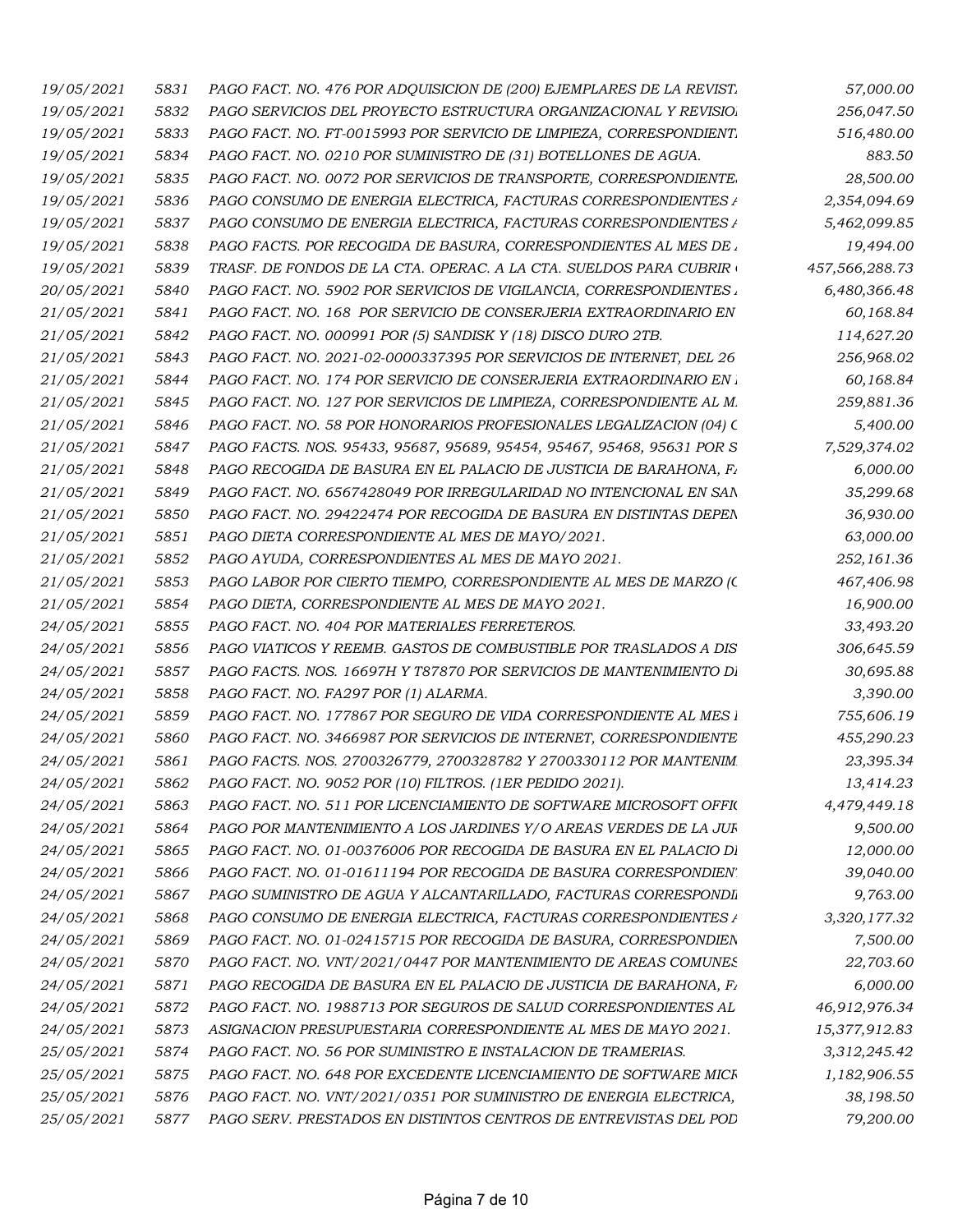| | | | |
|---|---|---|---|
| 19/05/2021 | 5831 | PAGO FACT. NO. 476 POR ADQUISICION DE (200) EJEMPLARES DE LA REVIST. | 57,000.00 |
| 19/05/2021 | 5832 | PAGO SERVICIOS DEL PROYECTO ESTRUCTURA ORGANIZACIONAL Y REVISIO. | 256,047.50 |
| 19/05/2021 | 5833 | PAGO FACT. NO. FT-0015993 POR SERVICIO DE LIMPIEZA, CORRESPONDIENT. | 516,480.00 |
| 19/05/2021 | 5834 | PAGO FACT. NO. 0210 POR SUMINISTRO DE (31) BOTELLONES DE AGUA. | 883.50 |
| 19/05/2021 | 5835 | PAGO FACT. NO. 0072 POR SERVICIOS DE TRANSPORTE, CORRESPONDIENTE. | 28,500.00 |
| 19/05/2021 | 5836 | PAGO CONSUMO DE ENERGIA ELECTRICA, FACTURAS CORRESPONDIENTES A | 2,354,094.69 |
| 19/05/2021 | 5837 | PAGO CONSUMO DE ENERGIA ELECTRICA, FACTURAS CORRESPONDIENTES A | 5,462,099.85 |
| 19/05/2021 | 5838 | PAGO FACTS. POR RECOGIDA DE BASURA, CORRESPONDIENTES AL MES DE . | 19,494.00 |
| 19/05/2021 | 5839 | TRASF. DE FONDOS DE LA CTA. OPERAC. A LA CTA. SUELDOS PARA CUBRIR ( | 457,566,288.73 |
| 20/05/2021 | 5840 | PAGO FACT. NO. 5902 POR SERVICIOS DE VIGILANCIA, CORRESPONDIENTES . | 6,480,366.48 |
| 21/05/2021 | 5841 | PAGO FACT. NO. 168 POR SERVICIO DE CONSERJERIA EXTRAORDINARIO EN | 60,168.84 |
| 21/05/2021 | 5842 | PAGO FACT. NO. 000991 POR (5) SANDISK Y (18) DISCO DURO 2TB. | 114,627.20 |
| 21/05/2021 | 5843 | PAGO FACT. NO. 2021-02-0000337395 POR SERVICIOS DE INTERNET, DEL 26 | 256,968.02 |
| 21/05/2021 | 5844 | PAGO FACT. NO. 174 POR SERVICIO DE CONSERJERIA EXTRAORDINARIO EN I | 60,168.84 |
| 21/05/2021 | 5845 | PAGO FACT. NO. 127 POR SERVICIOS DE LIMPIEZA, CORRESPONDIENTE AL M. | 259,881.36 |
| 21/05/2021 | 5846 | PAGO FACT. NO. 58 POR HONORARIOS PROFESIONALES LEGALIZACION (04) C | 5,400.00 |
| 21/05/2021 | 5847 | PAGO FACTS. NOS. 95433, 95687, 95689, 95454, 95467, 95468, 95631 POR S | 7,529,374.02 |
| 21/05/2021 | 5848 | PAGO RECOGIDA DE BASURA EN EL PALACIO DE JUSTICIA DE BARAHONA, F. | 6,000.00 |
| 21/05/2021 | 5849 | PAGO FACT. NO. 6567428049 POR IRREGULARIDAD NO INTENCIONAL EN SAN | 35,299.68 |
| 21/05/2021 | 5850 | PAGO FACT. NO. 29422474 POR RECOGIDA DE BASURA EN DISTINTAS DEPEN | 36,930.00 |
| 21/05/2021 | 5851 | PAGO DIETA CORRESPONDIENTE AL MES DE MAYO/2021. | 63,000.00 |
| 21/05/2021 | 5852 | PAGO AYUDA, CORRESPONDIENTES AL MES DE MAYO 2021. | 252,161.36 |
| 21/05/2021 | 5853 | PAGO LABOR POR CIERTO TIEMPO, CORRESPONDIENTE AL MES DE MARZO (C | 467,406.98 |
| 21/05/2021 | 5854 | PAGO DIETA, CORRESPONDIENTE AL MES DE MAYO 2021. | 16,900.00 |
| 24/05/2021 | 5855 | PAGO FACT. NO. 404 POR MATERIALES FERRETEROS. | 33,493.20 |
| 24/05/2021 | 5856 | PAGO VIATICOS Y REEMB. GASTOS DE COMBUSTIBLE POR TRASLADOS A DIS | 306,645.59 |
| 24/05/2021 | 5857 | PAGO FACTS. NOS. 16697H Y T87870 POR SERVICIOS DE MANTENIMIENTO DI | 30,695.88 |
| 24/05/2021 | 5858 | PAGO FACT. NO. FA297 POR (1) ALARMA. | 3,390.00 |
| 24/05/2021 | 5859 | PAGO FACT. NO. 177867 POR SEGURO DE VIDA CORRESPONDIENTE AL MES I | 755,606.19 |
| 24/05/2021 | 5860 | PAGO FACT. NO. 3466987 POR SERVICIOS DE INTERNET, CORRESPONDIENTE | 455,290.23 |
| 24/05/2021 | 5861 | PAGO FACTS. NOS. 2700326779, 2700328782 Y 2700330112 POR MANTENIM. | 23,395.34 |
| 24/05/2021 | 5862 | PAGO FACT. NO. 9052 POR (10) FILTROS. (1ER PEDIDO 2021). | 13,414.23 |
| 24/05/2021 | 5863 | PAGO FACT. NO. 511 POR LICENCIAMIENTO DE SOFTWARE MICROSOFT OFFIC | 4,479,449.18 |
| 24/05/2021 | 5864 | PAGO POR MANTENIMIENTO A LOS JARDINES Y/O AREAS VERDES DE LA JUR | 9,500.00 |
| 24/05/2021 | 5865 | PAGO FACT. NO. 01-00376006 POR RECOGIDA DE BASURA EN EL PALACIO DI | 12,000.00 |
| 24/05/2021 | 5866 | PAGO FACT. NO. 01-01611194 POR RECOGIDA DE BASURA CORRESPONDIEN | 39,040.00 |
| 24/05/2021 | 5867 | PAGO SUMINISTRO DE AGUA Y ALCANTARILLADO, FACTURAS CORRESPONDI | 9,763.00 |
| 24/05/2021 | 5868 | PAGO CONSUMO DE ENERGIA ELECTRICA, FACTURAS CORRESPONDIENTES A | 3,320,177.32 |
| 24/05/2021 | 5869 | PAGO FACT. NO. 01-02415715 POR RECOGIDA DE BASURA, CORRESPONDIEN | 7,500.00 |
| 24/05/2021 | 5870 | PAGO FACT. NO. VNT/2021/0447 POR MANTENIMIENTO DE AREAS COMUNES | 22,703.60 |
| 24/05/2021 | 5871 | PAGO RECOGIDA DE BASURA EN EL PALACIO DE JUSTICIA DE BARAHONA, F. | 6,000.00 |
| 24/05/2021 | 5872 | PAGO FACT. NO. 1988713 POR SEGUROS DE SALUD CORRESPONDIENTES AL | 46,912,976.34 |
| 24/05/2021 | 5873 | ASIGNACION PRESUPUESTARIA CORRESPONDIENTE AL MES DE MAYO 2021. | 15,377,912.83 |
| 25/05/2021 | 5874 | PAGO FACT. NO. 56 POR SUMINISTRO E INSTALACION DE TRAMERIAS. | 3,312,245.42 |
| 25/05/2021 | 5875 | PAGO FACT. NO. 648 POR EXCEDENTE LICENCIAMIENTO DE SOFTWARE MICR | 1,182,906.55 |
| 25/05/2021 | 5876 | PAGO FACT. NO. VNT/2021/0351 POR SUMINISTRO DE ENERGIA ELECTRICA, | 38,198.50 |
| 25/05/2021 | 5877 | PAGO SERV. PRESTADOS EN DISTINTOS CENTROS DE ENTREVISTAS DEL POD | 79,200.00 |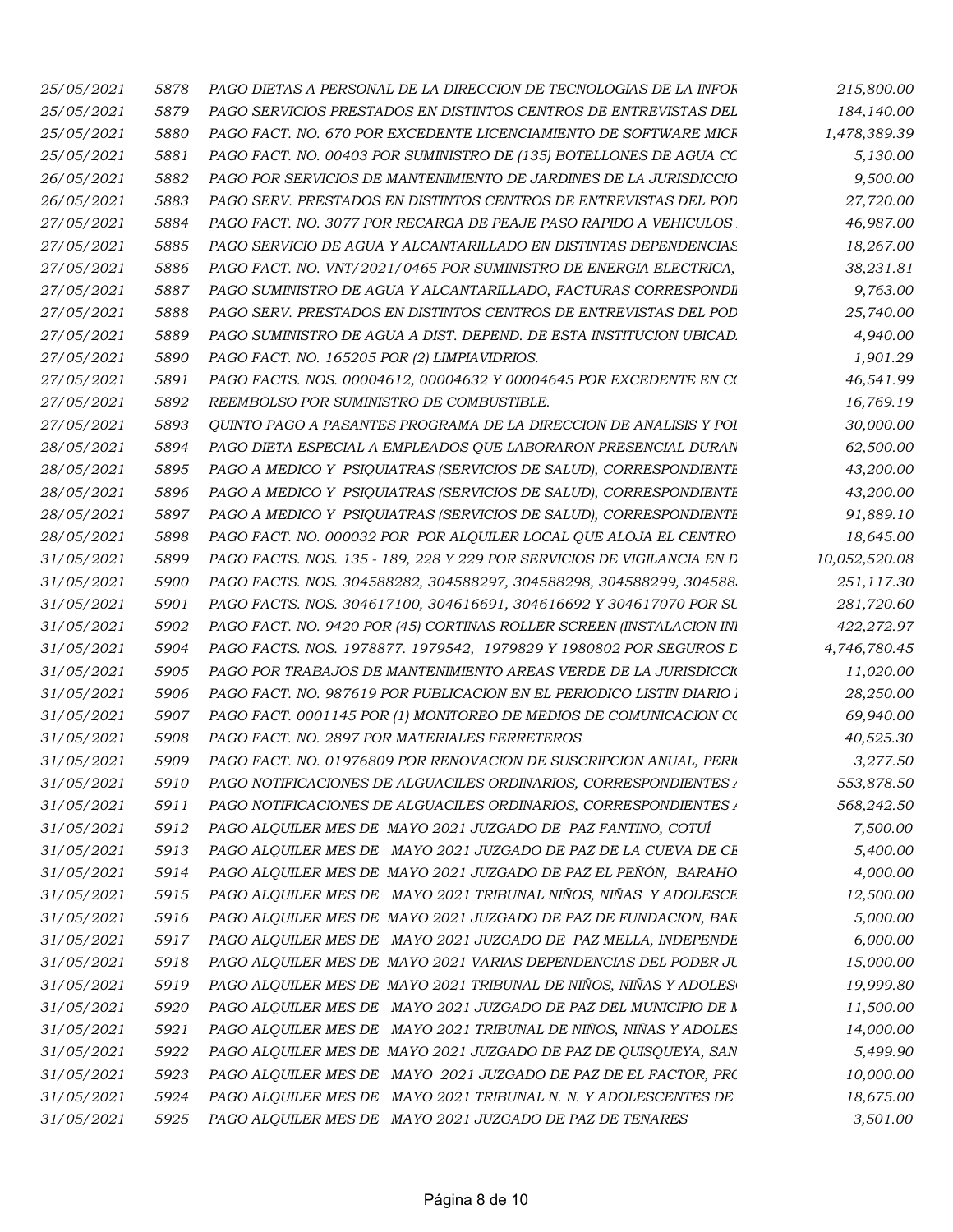| | | | |
|---|---|---|---|
| 25/05/2021 | 5878 | PAGO DIETAS A PERSONAL DE LA DIRECCION DE TECNOLOGIAS DE LA INFOR | 215,800.00 |
| 25/05/2021 | 5879 | PAGO SERVICIOS PRESTADOS EN DISTINTOS CENTROS DE ENTREVISTAS DEL | 184,140.00 |
| 25/05/2021 | 5880 | PAGO FACT. NO. 670 POR EXCEDENTE LICENCIAMIENTO DE SOFTWARE MICR | 1,478,389.39 |
| 25/05/2021 | 5881 | PAGO FACT. NO. 00403 POR SUMINISTRO DE (135) BOTELLONES DE AGUA CO | 5,130.00 |
| 26/05/2021 | 5882 | PAGO POR SERVICIOS DE MANTENIMIENTO DE JARDINES DE LA JURISDICCIO | 9,500.00 |
| 26/05/2021 | 5883 | PAGO SERV. PRESTADOS EN DISTINTOS CENTROS DE ENTREVISTAS DEL POD | 27,720.00 |
| 27/05/2021 | 5884 | PAGO FACT. NO. 3077 POR RECARGA DE PEAJE PASO RAPIDO A VEHICULOS | 46,987.00 |
| 27/05/2021 | 5885 | PAGO SERVICIO DE AGUA Y ALCANTARILLADO EN DISTINTAS DEPENDENCIAS | 18,267.00 |
| 27/05/2021 | 5886 | PAGO FACT. NO. VNT/2021/0465 POR SUMINISTRO DE ENERGIA ELECTRICA, | 38,231.81 |
| 27/05/2021 | 5887 | PAGO SUMINISTRO DE AGUA Y ALCANTARILLADO, FACTURAS CORRESPONDI | 9,763.00 |
| 27/05/2021 | 5888 | PAGO SERV. PRESTADOS EN DISTINTOS CENTROS DE ENTREVISTAS DEL POD | 25,740.00 |
| 27/05/2021 | 5889 | PAGO SUMINISTRO DE AGUA A DIST. DEPEND. DE ESTA INSTITUCION UBICAD. | 4,940.00 |
| 27/05/2021 | 5890 | PAGO FACT. NO. 165205 POR (2) LIMPIAVIDRIOS. | 1,901.29 |
| 27/05/2021 | 5891 | PAGO FACTS. NOS. 00004612, 00004632 Y 00004645 POR EXCEDENTE EN CO | 46,541.99 |
| 27/05/2021 | 5892 | REEMBOLSO POR SUMINISTRO DE COMBUSTIBLE. | 16,769.19 |
| 27/05/2021 | 5893 | QUINTO PAGO A PASANTES PROGRAMA DE LA DIRECCION DE ANALISIS Y POI | 30,000.00 |
| 28/05/2021 | 5894 | PAGO DIETA ESPECIAL A EMPLEADOS QUE LABORARON PRESENCIAL DURAN | 62,500.00 |
| 28/05/2021 | 5895 | PAGO A MEDICO Y PSIQUIATRAS (SERVICIOS DE SALUD), CORRESPONDIENTE | 43,200.00 |
| 28/05/2021 | 5896 | PAGO A MEDICO Y PSIQUIATRAS (SERVICIOS DE SALUD), CORRESPONDIENTE | 43,200.00 |
| 28/05/2021 | 5897 | PAGO A MEDICO Y PSIQUIATRAS (SERVICIOS DE SALUD), CORRESPONDIENTE | 91,889.10 |
| 28/05/2021 | 5898 | PAGO FACT. NO. 000032 POR POR ALQUILER LOCAL QUE ALOJA EL CENTRO | 18,645.00 |
| 31/05/2021 | 5899 | PAGO FACTS. NOS. 135 - 189, 228 Y 229 POR SERVICIOS DE VIGILANCIA EN D | 10,052,520.08 |
| 31/05/2021 | 5900 | PAGO FACTS. NOS. 304588282, 304588297, 304588298, 304588299, 304588 | 251,117.30 |
| 31/05/2021 | 5901 | PAGO FACTS. NOS. 304617100, 304616691, 304616692 Y 304617070 POR SU | 281,720.60 |
| 31/05/2021 | 5902 | PAGO FACT. NO. 9420 POR (45) CORTINAS ROLLER SCREEN (INSTALACION IN | 422,272.97 |
| 31/05/2021 | 5904 | PAGO FACTS. NOS. 1978877. 1979542, 1979829 Y 1980802 POR SEGUROS D | 4,746,780.45 |
| 31/05/2021 | 5905 | PAGO POR TRABAJOS DE MANTENIMIENTO AREAS VERDE DE LA JURISDICCIO | 11,020.00 |
| 31/05/2021 | 5906 | PAGO FACT. NO. 987619 POR PUBLICACION EN EL PERIODICO LISTIN DIARIO | 28,250.00 |
| 31/05/2021 | 5907 | PAGO FACT. 0001145 POR (1) MONITOREO DE MEDIOS DE COMUNICACION CO | 69,940.00 |
| 31/05/2021 | 5908 | PAGO FACT. NO. 2897 POR MATERIALES FERRETEROS | 40,525.30 |
| 31/05/2021 | 5909 | PAGO FACT. NO. 01976809 POR RENOVACION DE SUSCRIPCION ANUAL, PERI | 3,277.50 |
| 31/05/2021 | 5910 | PAGO NOTIFICACIONES DE ALGUACILES ORDINARIOS, CORRESPONDIENTES | 553,878.50 |
| 31/05/2021 | 5911 | PAGO NOTIFICACIONES DE ALGUACILES ORDINARIOS, CORRESPONDIENTES | 568,242.50 |
| 31/05/2021 | 5912 | PAGO ALQUILER MES DE MAYO 2021 JUZGADO DE PAZ FANTINO, COTUÍ | 7,500.00 |
| 31/05/2021 | 5913 | PAGO ALQUILER MES DE MAYO 2021 JUZGADO DE PAZ DE LA CUEVA DE CE | 5,400.00 |
| 31/05/2021 | 5914 | PAGO ALQUILER MES DE MAYO 2021 JUZGADO DE PAZ EL PEÑÓN, BARAHO | 4,000.00 |
| 31/05/2021 | 5915 | PAGO ALQUILER MES DE MAYO 2021 TRIBUNAL NIÑOS, NIÑAS Y ADOLESCE | 12,500.00 |
| 31/05/2021 | 5916 | PAGO ALQUILER MES DE MAYO 2021 JUZGADO DE PAZ DE FUNDACION, BAR | 5,000.00 |
| 31/05/2021 | 5917 | PAGO ALQUILER MES DE MAYO 2021 JUZGADO DE PAZ MELLA, INDEPENDE | 6,000.00 |
| 31/05/2021 | 5918 | PAGO ALQUILER MES DE MAYO 2021 VARIAS DEPENDENCIAS DEL PODER JU | 15,000.00 |
| 31/05/2021 | 5919 | PAGO ALQUILER MES DE MAYO 2021 TRIBUNAL DE NIÑOS, NIÑAS Y ADOLES | 19,999.80 |
| 31/05/2021 | 5920 | PAGO ALQUILER MES DE MAYO 2021 JUZGADO DE PAZ DEL MUNICIPIO DE M | 11,500.00 |
| 31/05/2021 | 5921 | PAGO ALQUILER MES DE MAYO 2021 TRIBUNAL DE NIÑOS, NIÑAS Y ADOLES | 14,000.00 |
| 31/05/2021 | 5922 | PAGO ALQUILER MES DE MAYO 2021 JUZGADO DE PAZ DE QUISQUEYA, SAN | 5,499.90 |
| 31/05/2021 | 5923 | PAGO ALQUILER MES DE MAYO 2021 JUZGADO DE PAZ DE EL FACTOR, PRO | 10,000.00 |
| 31/05/2021 | 5924 | PAGO ALQUILER MES DE MAYO 2021 TRIBUNAL N. N. Y ADOLESCENTES DE | 18,675.00 |
| 31/05/2021 | 5925 | PAGO ALQUILER MES DE MAYO 2021 JUZGADO DE PAZ DE TENARES | 3,501.00 |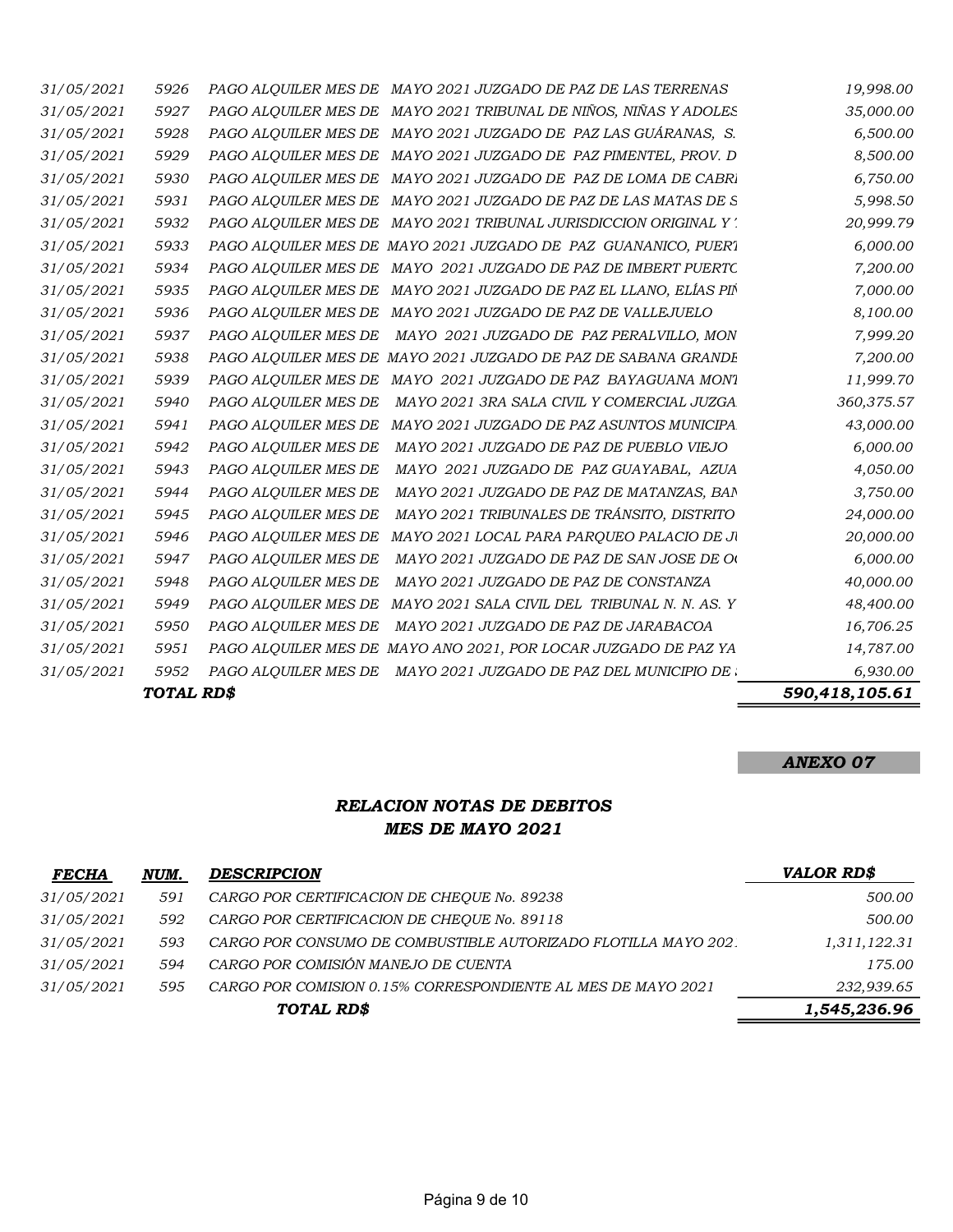| | | | |
|---|---|---|---|
| *31/05/2021* | *5926* | *PAGO ALQUILER MES DE MAYO 2021 JUZGADO DE PAZ DE LAS TERRENAS* | *19,998.00* |
| *31/05/2021* | *5927* | *PAGO ALQUILER MES DE MAYO 2021 TRIBUNAL DE NIÑOS, NIÑAS Y ADOLES* | *35,000.00* |
| *31/05/2021* | *5928* | *PAGO ALQUILER MES DE MAYO 2021 JUZGADO DE PAZ LAS GUÁRANAS, S.* | *6,500.00* |
| *31/05/2021* | *5929* | *PAGO ALQUILER MES DE MAYO 2021 JUZGADO DE PAZ PIMENTEL, PROV. D* | *8,500.00* |
| *31/05/2021* | *5930* | *PAGO ALQUILER MES DE MAYO 2021 JUZGADO DE PAZ DE LOMA DE CABRI* | *6,750.00* |
| *31/05/2021* | *5931* | *PAGO ALQUILER MES DE MAYO 2021 JUZGADO DE PAZ DE LAS MATAS DE S* | *5,998.50* |
| *31/05/2021* | *5932* | *PAGO ALQUILER MES DE MAYO 2021 TRIBUNAL JURISDICCION ORIGINAL Y* | *20,999.79* |
| *31/05/2021* | *5933* | *PAGO ALQUILER MES DE MAYO 2021 JUZGADO DE PAZ GUANANICO, PUERT* | *6,000.00* |
| *31/05/2021* | *5934* | *PAGO ALQUILER MES DE MAYO 2021 JUZGADO DE PAZ DE IMBERT PUERTO* | *7,200.00* |
| *31/05/2021* | *5935* | *PAGO ALQUILER MES DE MAYO 2021 JUZGADO DE PAZ EL LLANO, ELÍAS PIÑ* | *7,000.00* |
| *31/05/2021* | *5936* | *PAGO ALQUILER MES DE MAYO 2021 JUZGADO DE PAZ DE VALLEJUELO* | *8,100.00* |
| *31/05/2021* | *5937* | *PAGO ALQUILER MES DE MAYO 2021 JUZGADO DE PAZ PERALVILLO, MON* | *7,999.20* |
| *31/05/2021* | *5938* | *PAGO ALQUILER MES DE MAYO 2021 JUZGADO DE PAZ DE SABANA GRANDE* | *7,200.00* |
| *31/05/2021* | *5939* | *PAGO ALQUILER MES DE MAYO 2021 JUZGADO DE PAZ BAYAGUANA MONT* | *11,999.70* |
| *31/05/2021* | *5940* | *PAGO ALQUILER MES DE MAYO 2021 3RA SALA CIVIL Y COMERCIAL JUZGA* | *360,375.57* |
| *31/05/2021* | *5941* | *PAGO ALQUILER MES DE MAYO 2021 JUZGADO DE PAZ ASUNTOS MUNICIPA* | *43,000.00* |
| *31/05/2021* | *5942* | *PAGO ALQUILER MES DE MAYO 2021 JUZGADO DE PAZ DE PUEBLO VIEJO* | *6,000.00* |
| *31/05/2021* | *5943* | *PAGO ALQUILER MES DE MAYO 2021 JUZGADO DE PAZ GUAYABAL, AZUA* | *4,050.00* |
| *31/05/2021* | *5944* | *PAGO ALQUILER MES DE MAYO 2021 JUZGADO DE PAZ DE MATANZAS, BAN* | *3,750.00* |
| *31/05/2021* | *5945* | *PAGO ALQUILER MES DE MAYO 2021 TRIBUNALES DE TRÁNSITO, DISTRITO* | *24,000.00* |
| *31/05/2021* | *5946* | *PAGO ALQUILER MES DE MAYO 2021 LOCAL PARA PARQUEO PALACIO DE JU* | *20,000.00* |
| *31/05/2021* | *5947* | *PAGO ALQUILER MES DE MAYO 2021 JUZGADO DE PAZ DE SAN JOSE DE O* | *6,000.00* |
| *31/05/2021* | *5948* | *PAGO ALQUILER MES DE MAYO 2021 JUZGADO DE PAZ DE CONSTANZA* | *40,000.00* |
| *31/05/2021* | *5949* | *PAGO ALQUILER MES DE MAYO 2021 SALA CIVIL DEL TRIBUNAL N. N. AS. Y* | *48,400.00* |
| *31/05/2021* | *5950* | *PAGO ALQUILER MES DE MAYO 2021 JUZGADO DE PAZ DE JARABACOA* | *16,706.25* |
| *31/05/2021* | *5951* | *PAGO ALQUILER MES DE MAYO ANO 2021, POR LOCAR JUZGADO DE PAZ YA* | *14,787.00* |
| *31/05/2021* | *5952* | *PAGO ALQUILER MES DE MAYO 2021 JUZGADO DE PAZ DEL MUNICIPIO DE* | *6,930.00* |
| | ***TOTAL RD$*** | | ***590,418,105.61*** |

***ANEXO 07***

## *RELACION NOTAS DE DEBITOS*
## *MES DE MAYO 2021*

| *FECHA* | *NUM.* | *DESCRIPCION* | *VALOR RD$* |
|---|---|---|---|
| *31/05/2021* | *591* | *CARGO POR CERTIFICACION DE CHEQUE No. 89238* | *500.00* |
| *31/05/2021* | *592* | *CARGO POR CERTIFICACION DE CHEQUE No. 89118* | *500.00* |
| *31/05/2021* | *593* | *CARGO POR CONSUMO DE COMBUSTIBLE AUTORIZADO FLOTILLA MAYO 202* | *1,311,122.31* |
| *31/05/2021* | *594* | *CARGO POR COMISIÓN MANEJO DE CUENTA* | *175.00* |
| *31/05/2021* | *595* | *CARGO POR COMISION 0.15% CORRESPONDIENTE AL MES DE MAYO 2021* | *232,939.65* |
| | | ***TOTAL RD$*** | ***1,545,236.96*** |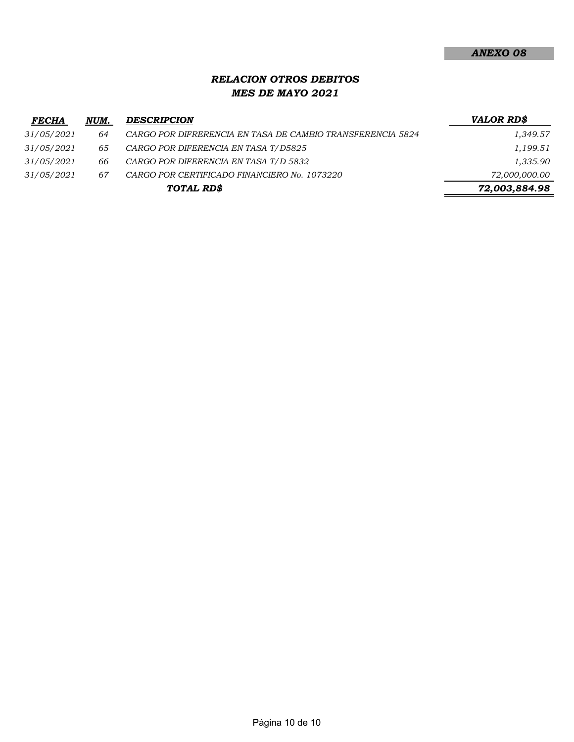***ANEXO 08***

### *RELACION OTROS DEBITOS*
### *MES DE MAYO 2021*

| *FECHA* | *NUM.* | *DESCRIPCION* | *VALOR RD$* |
|---|---|---|---|
| *31/05/2021* | *64* | *CARGO POR DIFRERENCIA EN TASA DE CAMBIO TRANSFERENCIA 5824* | *1,349.57* |
| *31/05/2021* | *65* | *CARGO POR DIFERENCIA EN TASA T/D5825* | *1,199.51* |
| *31/05/2021* | *66* | *CARGO POR DIFERENCIA EN TASA T/D 5832* | *1,335.90* |
| *31/05/2021* | *67* | *CARGO POR CERTIFICADO FINANCIERO No. 1073220* | *72,000,000.00* |
| | | ***TOTAL RD$*** | ***72,003,884.98*** |